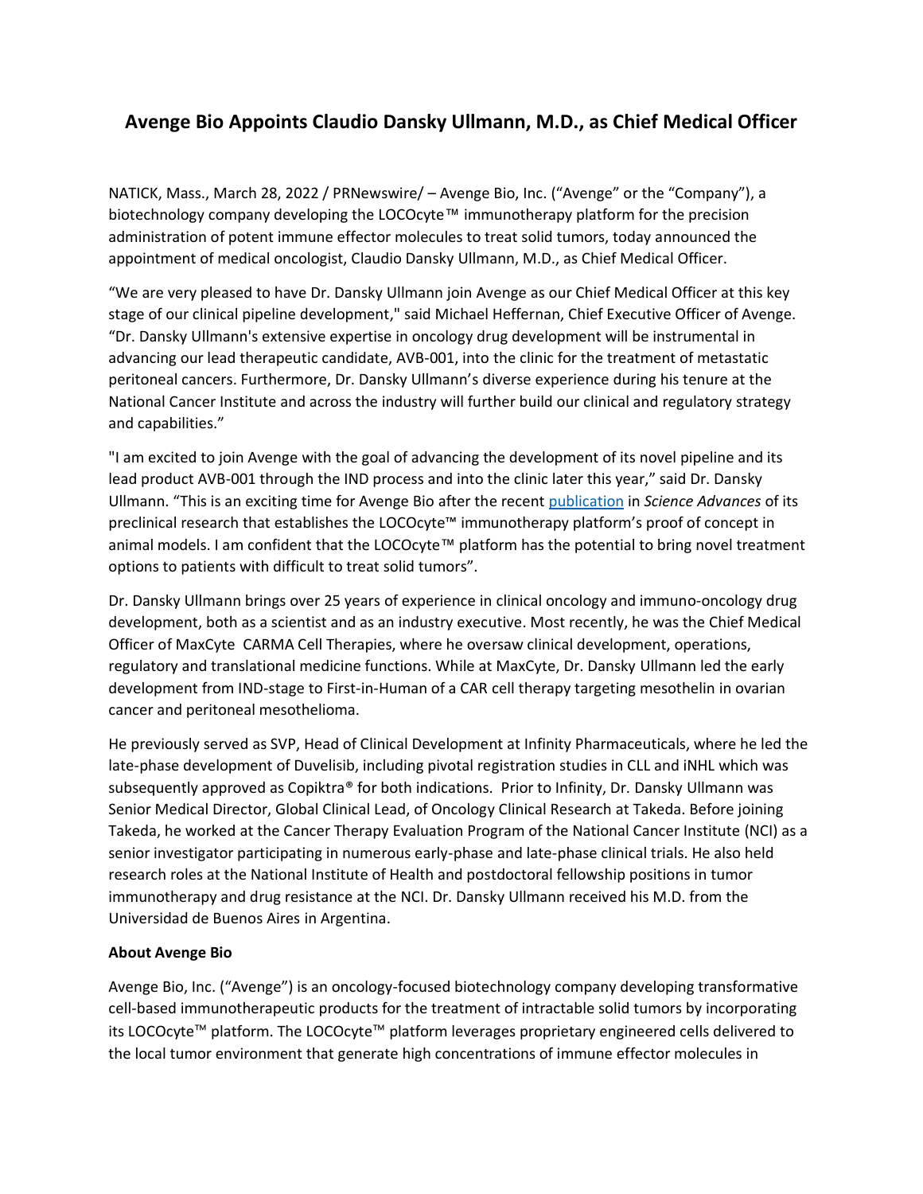# Avenge Bio Appoints Claudio Dansky Ullmann, M.D., as Chief Medical Officer

NATICK, Mass., March 28, 2022 / PRNewswire/ – Avenge Bio, Inc. ("Avenge" or the "Company"), a biotechnology company developing the LOCOcyte™ immunotherapy platform for the precision administration of potent immune effector molecules to treat solid tumors, today announced the appointment of medical oncologist, Claudio Dansky Ullmann, M.D., as Chief Medical Officer.

"We are very pleased to have Dr. Dansky Ullmann join Avenge as our Chief Medical Officer at this key stage of our clinical pipeline development," said Michael Heffernan, Chief Executive Officer of Avenge. "Dr. Dansky Ullmann's extensive expertise in oncology drug development will be instrumental in advancing our lead therapeutic candidate, AVB-001, into the clinic for the treatment of metastatic peritoneal cancers. Furthermore, Dr. Dansky Ullmann's diverse experience during his tenure at the National Cancer Institute and across the industry will further build our clinical and regulatory strategy and capabilities."

"I am excited to join Avenge with the goal of advancing the development of its novel pipeline and its lead product AVB-001 through the IND process and into the clinic later this year," said Dr. Dansky Ullmann. "This is an exciting time for Avenge Bio after the recent publication in *Science Advances* of its preclinical research that establishes the LOCOcyte™ immunotherapy platform's proof of concept in animal models. I am confident that the LOCOcyte™ platform has the potential to bring novel treatment options to patients with difficult to treat solid tumors".

Dr. Dansky Ullmann brings over 25 years of experience in clinical oncology and immuno-oncology drug development, both as a scientist and as an industry executive. Most recently, he was the Chief Medical Officer of MaxCyte CARMA Cell Therapies, where he oversaw clinical development, operations, regulatory and translational medicine functions. While at MaxCyte, Dr. Dansky Ullmann led the early development from IND-stage to First-in-Human of a CAR cell therapy targeting mesothelin in ovarian cancer and peritoneal mesothelioma.

He previously served as SVP, Head of Clinical Development at Infinity Pharmaceuticals, where he led the late-phase development of Duvelisib, including pivotal registration studies in CLL and iNHL which was subsequently approved as Copiktra® for both indications. Prior to Infinity, Dr. Dansky Ullmann was Senior Medical Director, Global Clinical Lead, of Oncology Clinical Research at Takeda. Before joining Takeda, he worked at the Cancer Therapy Evaluation Program of the National Cancer Institute (NCI) as a senior investigator participating in numerous early-phase and late-phase clinical trials. He also held research roles at the National Institute of Health and postdoctoral fellowship positions in tumor immunotherapy and drug resistance at the NCI. Dr. Dansky Ullmann received his M.D. from the Universidad de Buenos Aires in Argentina.

**About Avenge Bio**

Avenge Bio, Inc. ("Avenge") is an oncology-focused biotechnology company developing transformative cell-based immunotherapeutic products for the treatment of intractable solid tumors by incorporating its LOCOcyte™ platform. The LOCOcyte™ platform leverages proprietary engineered cells delivered to the local tumor environment that generate high concentrations of immune effector molecules in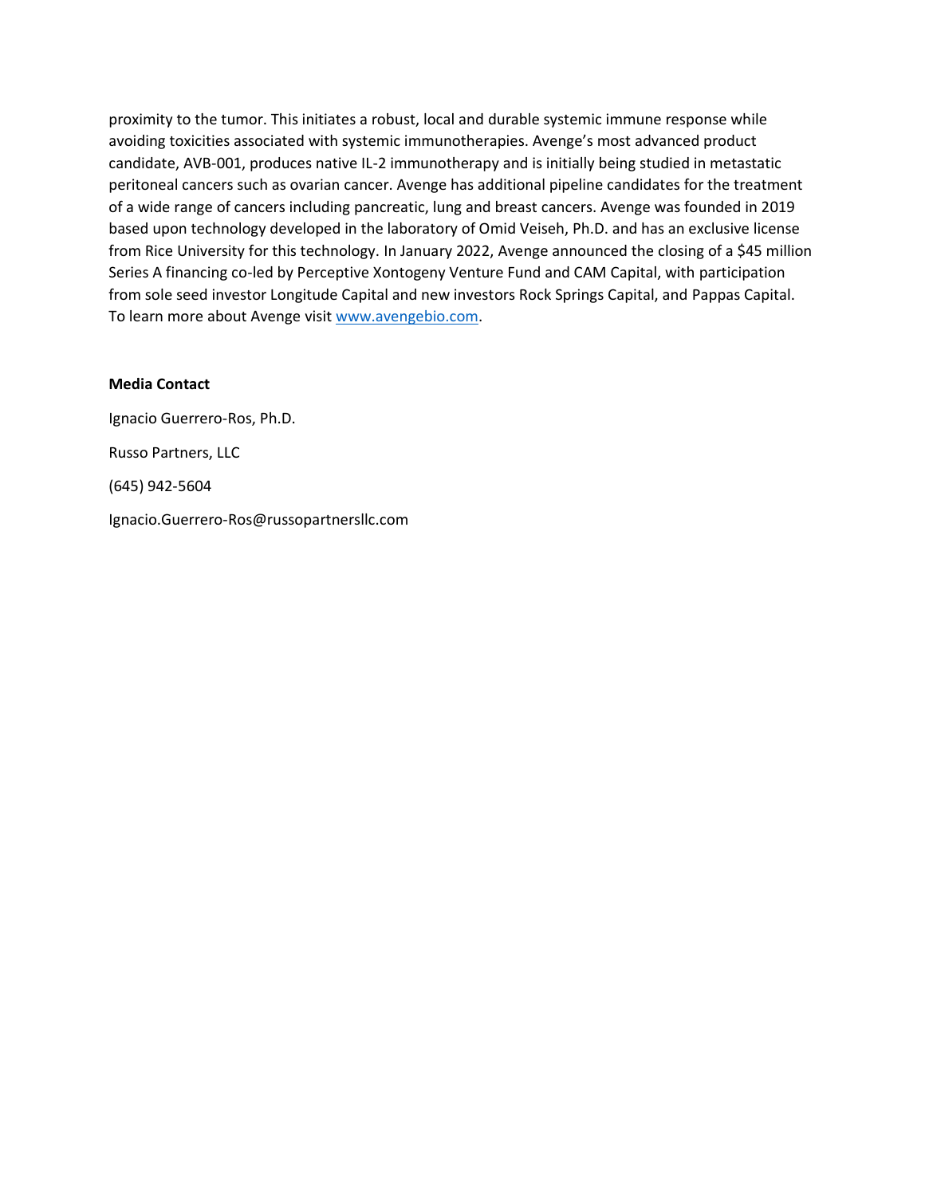proximity to the tumor. This initiates a robust, local and durable systemic immune response while avoiding toxicities associated with systemic immunotherapies. Avenge's most advanced product candidate, AVB-001, produces native IL-2 immunotherapy and is initially being studied in metastatic peritoneal cancers such as ovarian cancer. Avenge has additional pipeline candidates for the treatment of a wide range of cancers including pancreatic, lung and breast cancers. Avenge was founded in 2019 based upon technology developed in the laboratory of Omid Veiseh, Ph.D. and has an exclusive license from Rice University for this technology. In January 2022, Avenge announced the closing of a $45 million Series A financing co-led by Perceptive Xontogeny Venture Fund and CAM Capital, with participation from sole seed investor Longitude Capital and new investors Rock Springs Capital, and Pappas Capital. To learn more about Avenge visit [www.avengebio.com](http://www.avengebio.com).

**Media Contact**

Ignacio Guerrero-Ros, Ph.D.

Russo Partners, LLC

(645) 942-5604

Ignacio.Guerrero-Ros@russopartnersllc.com